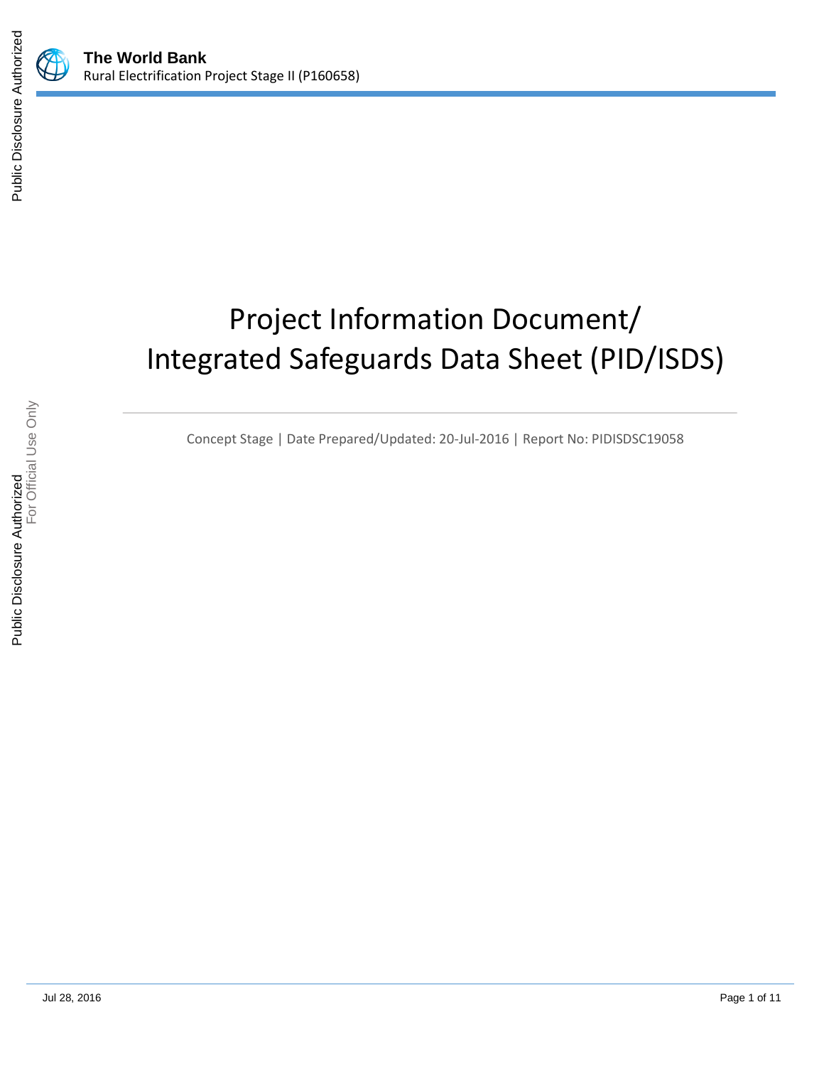**The World Bank**
Rural Electrification Project Stage II (P160658)

# Project Information Document/ Integrated Safeguards Data Sheet (PID/ISDS)

Concept Stage | Date Prepared/Updated: 20-Jul-2016 | Report No: PIDISDSC19058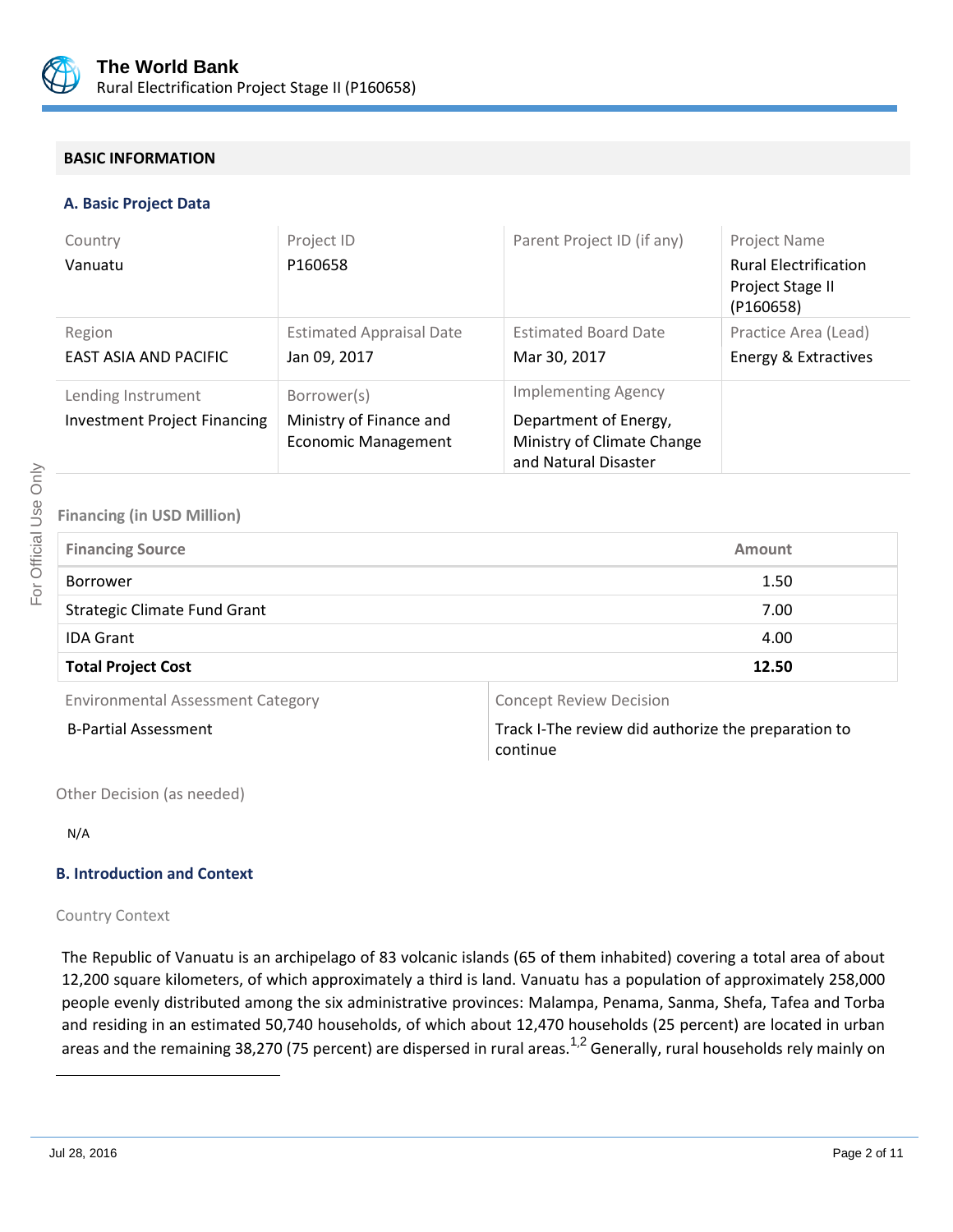## BASIC INFORMATION

### A. Basic Project Data

| Country | Project ID | Parent Project ID (if any) | Project Name |
|---|---|---|---|
| Vanuatu | P160658 | | Rural Electrification Project Stage II (P160658) |
| **Region** | **Estimated Appraisal Date** | **Estimated Board Date** | **Practice Area (Lead)** |
| EAST ASIA AND PACIFIC | Jan 09, 2017 | Mar 30, 2017 | Energy & Extractives |
| **Lending Instrument** | **Borrower(s)** | **Implementing Agency** | |
| Investment Project Financing | Ministry of Finance and Economic Management | Department of Energy, Ministry of Climate Change and Natural Disaster | |

**Financing (in USD Million)**

| Financing Source | Amount |
|---|---|
| Borrower | 1.50 |
| Strategic Climate Fund Grant | 7.00 |
| IDA Grant | 4.00 |
| **Total Project Cost** | **12.50** |

| Environmental Assessment Category | Concept Review Decision |
|---|---|
| B-Partial Assessment | Track I-The review did authorize the preparation to continue |

Other Decision (as needed)

N/A

### B. Introduction and Context

Country Context

The Republic of Vanuatu is an archipelago of 83 volcanic islands (65 of them inhabited) covering a total area of about 12,200 square kilometers, of which approximately a third is land. Vanuatu has a population of approximately 258,000 people evenly distributed among the six administrative provinces: Malampa, Penama, Sanma, Shefa, Tafea and Torba and residing in an estimated 50,740 households, of which about 12,470 households (25 percent) are located in urban areas and the remaining 38,270 (75 percent) are dispersed in rural areas.[1,2] Generally, rural households rely mainly on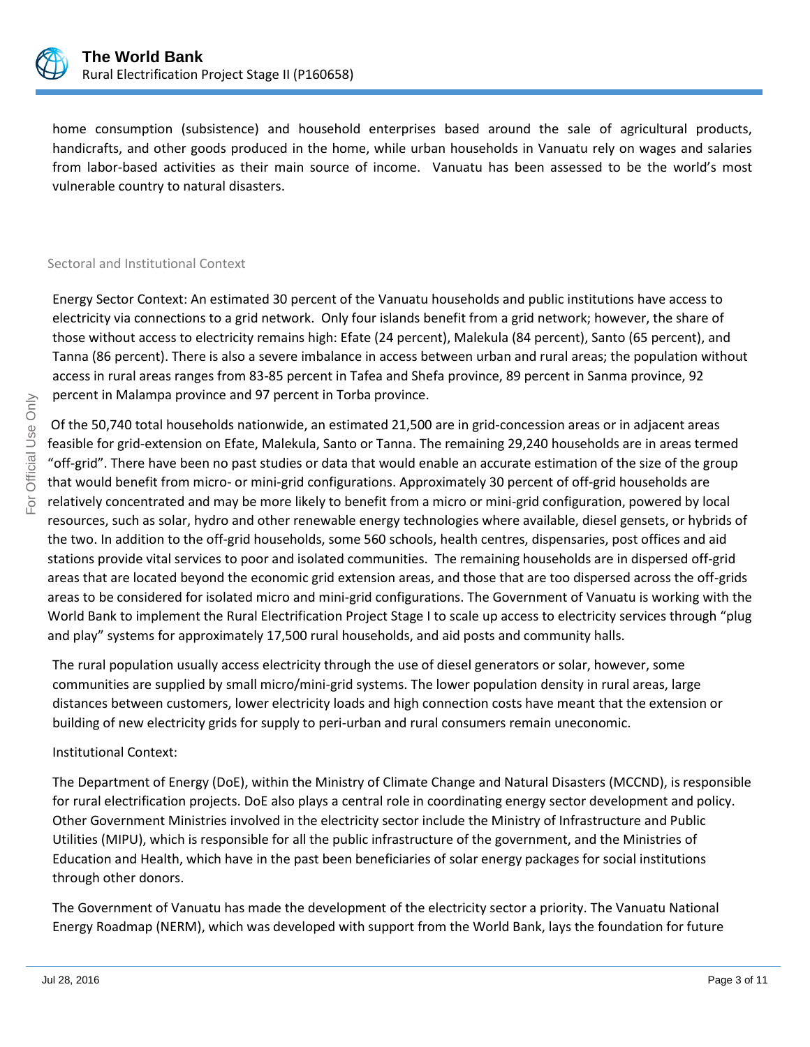home consumption (subsistence) and household enterprises based around the sale of agricultural products, handicrafts, and other goods produced in the home, while urban households in Vanuatu rely on wages and salaries from labor-based activities as their main source of income. Vanuatu has been assessed to be the world's most vulnerable country to natural disasters.

### Sectoral and Institutional Context

Energy Sector Context: An estimated 30 percent of the Vanuatu households and public institutions have access to electricity via connections to a grid network. Only four islands benefit from a grid network; however, the share of those without access to electricity remains high: Efate (24 percent), Malekula (84 percent), Santo (65 percent), and Tanna (86 percent). There is also a severe imbalance in access between urban and rural areas; the population without access in rural areas ranges from 83-85 percent in Tafea and Shefa province, 89 percent in Sanma province, 92 percent in Malampa province and 97 percent in Torba province.

Of the 50,740 total households nationwide, an estimated 21,500 are in grid-concession areas or in adjacent areas feasible for grid-extension on Efate, Malekula, Santo or Tanna. The remaining 29,240 households are in areas termed "off-grid". There have been no past studies or data that would enable an accurate estimation of the size of the group that would benefit from micro- or mini-grid configurations. Approximately 30 percent of off-grid households are relatively concentrated and may be more likely to benefit from a micro or mini-grid configuration, powered by local resources, such as solar, hydro and other renewable energy technologies where available, diesel gensets, or hybrids of the two. In addition to the off-grid households, some 560 schools, health centres, dispensaries, post offices and aid stations provide vital services to poor and isolated communities. The remaining households are in dispersed off-grid areas that are located beyond the economic grid extension areas, and those that are too dispersed across the off-grids areas to be considered for isolated micro and mini-grid configurations. The Government of Vanuatu is working with the World Bank to implement the Rural Electrification Project Stage I to scale up access to electricity services through "plug and play" systems for approximately 17,500 rural households, and aid posts and community halls.

The rural population usually access electricity through the use of diesel generators or solar, however, some communities are supplied by small micro/mini-grid systems. The lower population density in rural areas, large distances between customers, lower electricity loads and high connection costs have meant that the extension or building of new electricity grids for supply to peri-urban and rural consumers remain uneconomic.

Institutional Context:

The Department of Energy (DoE), within the Ministry of Climate Change and Natural Disasters (MCCND), is responsible for rural electrification projects. DoE also plays a central role in coordinating energy sector development and policy. Other Government Ministries involved in the electricity sector include the Ministry of Infrastructure and Public Utilities (MIPU), which is responsible for all the public infrastructure of the government, and the Ministries of Education and Health, which have in the past been beneficiaries of solar energy packages for social institutions through other donors.

The Government of Vanuatu has made the development of the electricity sector a priority. The Vanuatu National Energy Roadmap (NERM), which was developed with support from the World Bank, lays the foundation for future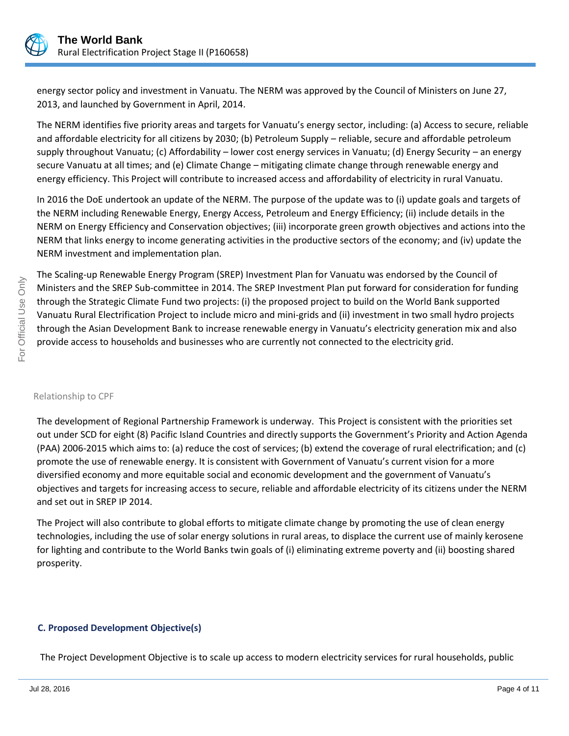energy sector policy and investment in Vanuatu. The NERM was approved by the Council of Ministers on June 27, 2013, and launched by Government in April, 2014.

The NERM identifies five priority areas and targets for Vanuatu's energy sector, including: (a) Access to secure, reliable and affordable electricity for all citizens by 2030; (b) Petroleum Supply – reliable, secure and affordable petroleum supply throughout Vanuatu; (c) Affordability – lower cost energy services in Vanuatu; (d) Energy Security – an energy secure Vanuatu at all times; and (e) Climate Change – mitigating climate change through renewable energy and energy efficiency. This Project will contribute to increased access and affordability of electricity in rural Vanuatu.

In 2016 the DoE undertook an update of the NERM. The purpose of the update was to (i) update goals and targets of the NERM including Renewable Energy, Energy Access, Petroleum and Energy Efficiency; (ii) include details in the NERM on Energy Efficiency and Conservation objectives; (iii) incorporate green growth objectives and actions into the NERM that links energy to income generating activities in the productive sectors of the economy; and (iv) update the NERM investment and implementation plan.

The Scaling-up Renewable Energy Program (SREP) Investment Plan for Vanuatu was endorsed by the Council of Ministers and the SREP Sub-committee in 2014. The SREP Investment Plan put forward for consideration for funding through the Strategic Climate Fund two projects: (i) the proposed project to build on the World Bank supported Vanuatu Rural Electrification Project to include micro and mini-grids and (ii) investment in two small hydro projects through the Asian Development Bank to increase renewable energy in Vanuatu's electricity generation mix and also provide access to households and businesses who are currently not connected to the electricity grid.

Relationship to CPF

The development of Regional Partnership Framework is underway. This Project is consistent with the priorities set out under SCD for eight (8) Pacific Island Countries and directly supports the Government's Priority and Action Agenda (PAA) 2006-2015 which aims to: (a) reduce the cost of services; (b) extend the coverage of rural electrification; and (c) promote the use of renewable energy. It is consistent with Government of Vanuatu's current vision for a more diversified economy and more equitable social and economic development and the government of Vanuatu's objectives and targets for increasing access to secure, reliable and affordable electricity of its citizens under the NERM and set out in SREP IP 2014.

The Project will also contribute to global efforts to mitigate climate change by promoting the use of clean energy technologies, including the use of solar energy solutions in rural areas, to displace the current use of mainly kerosene for lighting and contribute to the World Banks twin goals of (i) eliminating extreme poverty and (ii) boosting shared prosperity.

### C. Proposed Development Objective(s)

The Project Development Objective is to scale up access to modern electricity services for rural households, public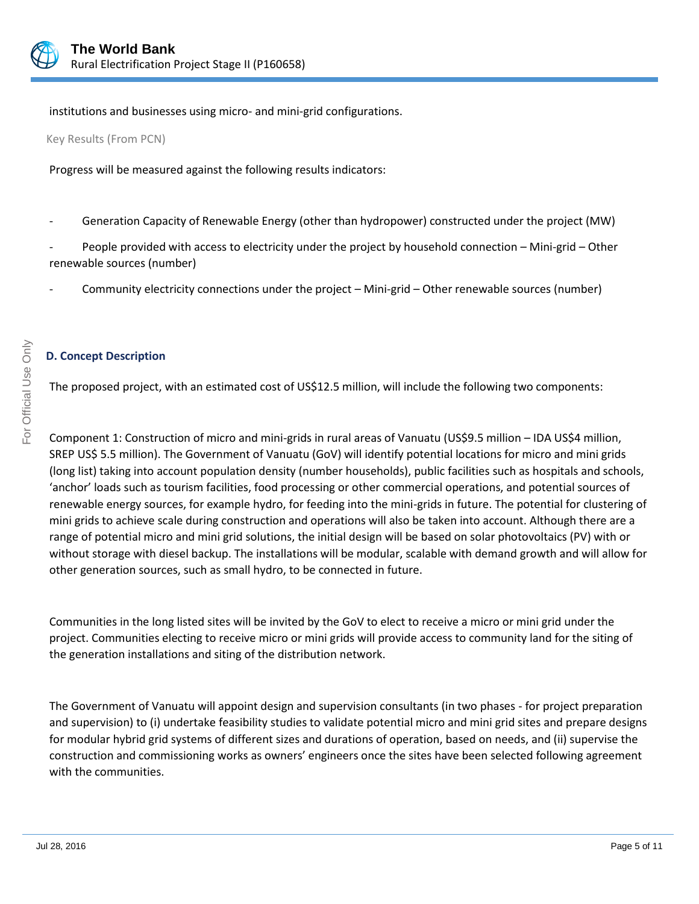institutions and businesses using micro- and mini-grid configurations.

Key Results (From PCN)

Progress will be measured against the following results indicators:

- Generation Capacity of Renewable Energy (other than hydropower) constructed under the project (MW)
- People provided with access to electricity under the project by household connection – Mini-grid – Other renewable sources (number)
- Community electricity connections under the project – Mini-grid – Other renewable sources (number)

### D. Concept Description

The proposed project, with an estimated cost of US$12.5 million, will include the following two components:

Component 1: Construction of micro and mini-grids in rural areas of Vanuatu (US$9.5 million – IDA US$4 million, SREP US$ 5.5 million). The Government of Vanuatu (GoV) will identify potential locations for micro and mini grids (long list) taking into account population density (number households), public facilities such as hospitals and schools, 'anchor' loads such as tourism facilities, food processing or other commercial operations, and potential sources of renewable energy sources, for example hydro, for feeding into the mini-grids in future. The potential for clustering of mini grids to achieve scale during construction and operations will also be taken into account. Although there are a range of potential micro and mini grid solutions, the initial design will be based on solar photovoltaics (PV) with or without storage with diesel backup. The installations will be modular, scalable with demand growth and will allow for other generation sources, such as small hydro, to be connected in future.

Communities in the long listed sites will be invited by the GoV to elect to receive a micro or mini grid under the project. Communities electing to receive micro or mini grids will provide access to community land for the siting of the generation installations and siting of the distribution network.

The Government of Vanuatu will appoint design and supervision consultants (in two phases - for project preparation and supervision) to (i) undertake feasibility studies to validate potential micro and mini grid sites and prepare designs for modular hybrid grid systems of different sizes and durations of operation, based on needs, and (ii) supervise the construction and commissioning works as owners' engineers once the sites have been selected following agreement with the communities.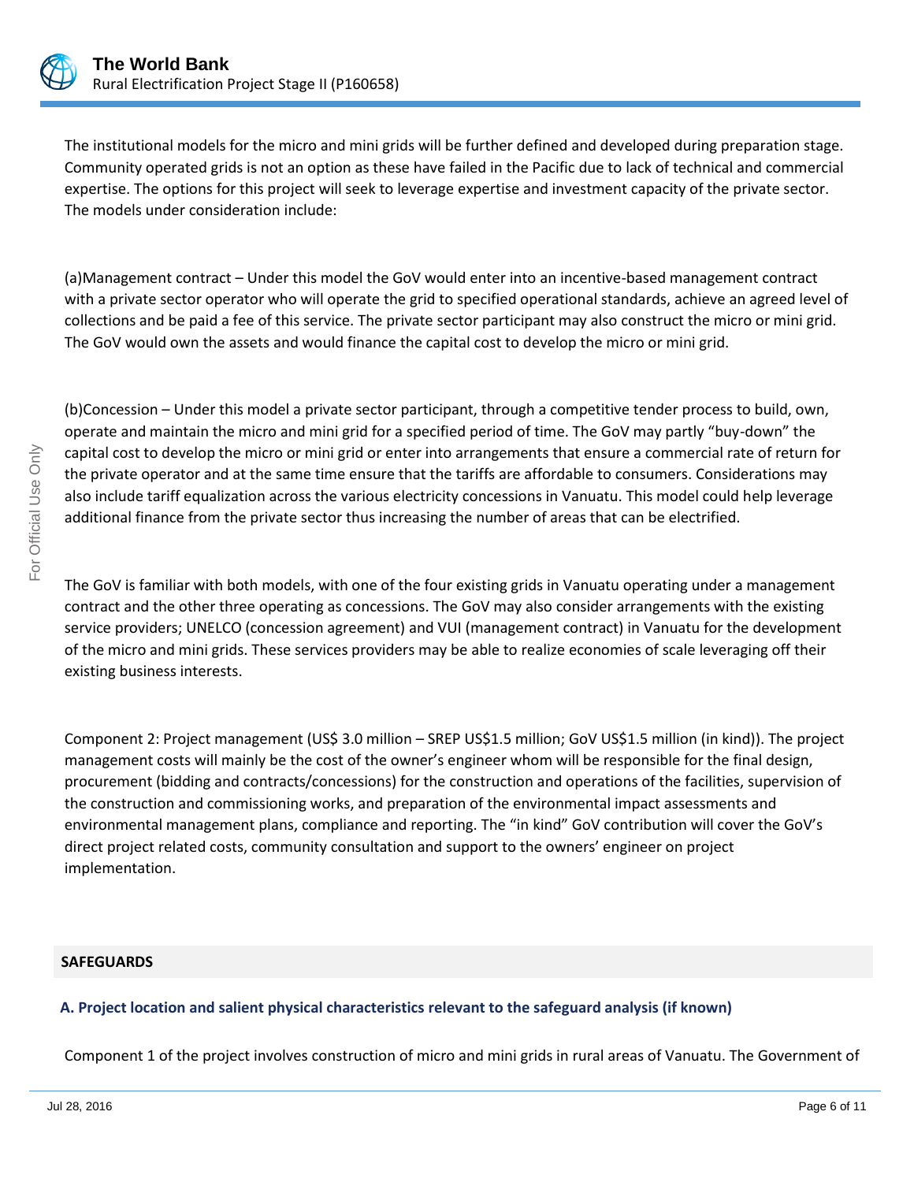The institutional models for the micro and mini grids will be further defined and developed during preparation stage. Community operated grids is not an option as these have failed in the Pacific due to lack of technical and commercial expertise. The options for this project will seek to leverage expertise and investment capacity of the private sector. The models under consideration include:

(a)Management contract – Under this model the GoV would enter into an incentive-based management contract with a private sector operator who will operate the grid to specified operational standards, achieve an agreed level of collections and be paid a fee of this service. The private sector participant may also construct the micro or mini grid. The GoV would own the assets and would finance the capital cost to develop the micro or mini grid.

(b)Concession – Under this model a private sector participant, through a competitive tender process to build, own, operate and maintain the micro and mini grid for a specified period of time. The GoV may partly "buy-down" the capital cost to develop the micro or mini grid or enter into arrangements that ensure a commercial rate of return for the private operator and at the same time ensure that the tariffs are affordable to consumers. Considerations may also include tariff equalization across the various electricity concessions in Vanuatu. This model could help leverage additional finance from the private sector thus increasing the number of areas that can be electrified.

The GoV is familiar with both models, with one of the four existing grids in Vanuatu operating under a management contract and the other three operating as concessions. The GoV may also consider arrangements with the existing service providers; UNELCO (concession agreement) and VUI (management contract) in Vanuatu for the development of the micro and mini grids. These services providers may be able to realize economies of scale leveraging off their existing business interests.

Component 2: Project management (US$ 3.0 million – SREP US$1.5 million; GoV US$1.5 million (in kind)). The project management costs will mainly be the cost of the owner's engineer whom will be responsible for the final design, procurement (bidding and contracts/concessions) for the construction and operations of the facilities, supervision of the construction and commissioning works, and preparation of the environmental impact assessments and environmental management plans, compliance and reporting. The "in kind" GoV contribution will cover the GoV's direct project related costs, community consultation and support to the owners' engineer on project implementation.

## SAFEGUARDS

### A. Project location and salient physical characteristics relevant to the safeguard analysis (if known)

Component 1 of the project involves construction of micro and mini grids in rural areas of Vanuatu. The Government of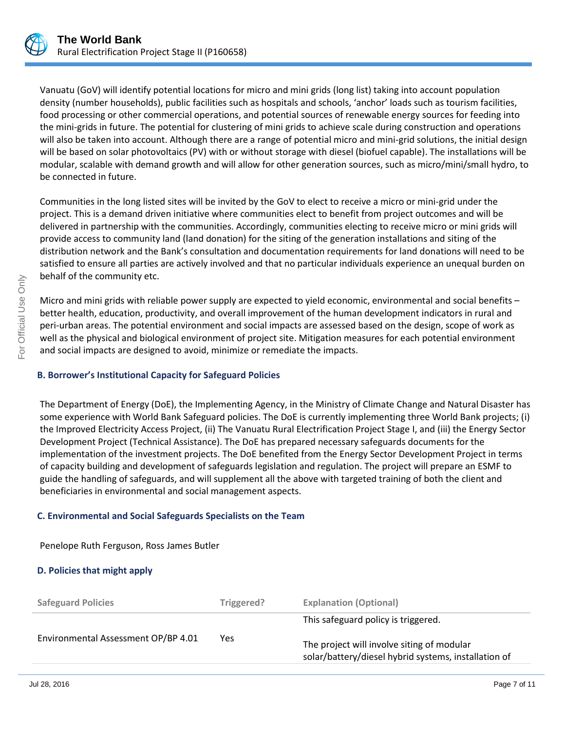Vanuatu (GoV) will identify potential locations for micro and mini grids (long list) taking into account population density (number households), public facilities such as hospitals and schools, 'anchor' loads such as tourism facilities, food processing or other commercial operations, and potential sources of renewable energy sources for feeding into the mini-grids in future. The potential for clustering of mini grids to achieve scale during construction and operations will also be taken into account. Although there are a range of potential micro and mini-grid solutions, the initial design will be based on solar photovoltaics (PV) with or without storage with diesel (biofuel capable). The installations will be modular, scalable with demand growth and will allow for other generation sources, such as micro/mini/small hydro, to be connected in future.

Communities in the long listed sites will be invited by the GoV to elect to receive a micro or mini-grid under the project. This is a demand driven initiative where communities elect to benefit from project outcomes and will be delivered in partnership with the communities. Accordingly, communities electing to receive micro or mini grids will provide access to community land (land donation) for the siting of the generation installations and siting of the distribution network and the Bank's consultation and documentation requirements for land donations will need to be satisfied to ensure all parties are actively involved and that no particular individuals experience an unequal burden on behalf of the community etc.

Micro and mini grids with reliable power supply are expected to yield economic, environmental and social benefits – better health, education, productivity, and overall improvement of the human development indicators in rural and peri-urban areas. The potential environment and social impacts are assessed based on the design, scope of work as well as the physical and biological environment of project site. Mitigation measures for each potential environment and social impacts are designed to avoid, minimize or remediate the impacts.

### B. Borrower's Institutional Capacity for Safeguard Policies

The Department of Energy (DoE), the Implementing Agency, in the Ministry of Climate Change and Natural Disaster has some experience with World Bank Safeguard policies. The DoE is currently implementing three World Bank projects; (i) the Improved Electricity Access Project, (ii) The Vanuatu Rural Electrification Project Stage I, and (iii) the Energy Sector Development Project (Technical Assistance). The DoE has prepared necessary safeguards documents for the implementation of the investment projects. The DoE benefited from the Energy Sector Development Project in terms of capacity building and development of safeguards legislation and regulation. The project will prepare an ESMF to guide the handling of safeguards, and will supplement all the above with targeted training of both the client and beneficiaries in environmental and social management aspects.

### C. Environmental and Social Safeguards Specialists on the Team

Penelope Ruth Ferguson, Ross James Butler

### D. Policies that might apply

| Safeguard Policies | Triggered? | Explanation (Optional) |
| --- | --- | --- |
| Environmental Assessment OP/BP 4.01 | Yes | This safeguard policy is triggered.<br><br>The project will involve siting of modular solar/battery/diesel hybrid systems, installation of |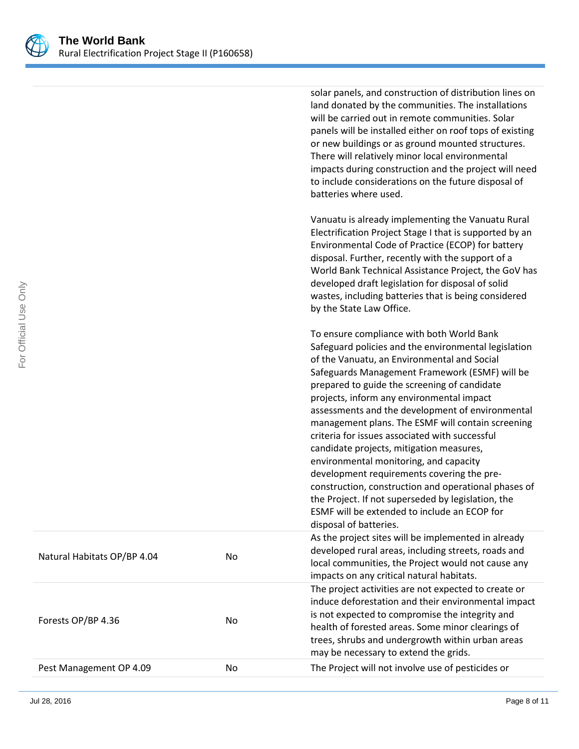| | | |
|---|---|---|
| | | solar panels, and construction of distribution lines on land donated by the communities. The installations will be carried out in remote communities. Solar panels will be installed either on roof tops of existing or new buildings or as ground mounted structures. There will relatively minor local environmental impacts during construction and the project will need to include considerations on the future disposal of batteries where used.<br><br>Vanuatu is already implementing the Vanuatu Rural Electrification Project Stage I that is supported by an Environmental Code of Practice (ECOP) for battery disposal. Further, recently with the support of a World Bank Technical Assistance Project, the GoV has developed draft legislation for disposal of solid wastes, including batteries that is being considered by the State Law Office.<br><br>To ensure compliance with both World Bank Safeguard policies and the environmental legislation of the Vanuatu, an Environmental and Social Safeguards Management Framework (ESMF) will be prepared to guide the screening of candidate projects, inform any environmental impact assessments and the development of environmental management plans. The ESMF will contain screening criteria for issues associated with successful candidate projects, mitigation measures, environmental monitoring, and capacity development requirements covering the pre-construction, construction and operational phases of the Project. If not superseded by legislation, the ESMF will be extended to include an ECOP for disposal of batteries. |
| Natural Habitats OP/BP 4.04 | No | As the project sites will be implemented in already developed rural areas, including streets, roads and local communities, the Project would not cause any impacts on any critical natural habitats. |
| Forests OP/BP 4.36 | No | The project activities are not expected to create or induce deforestation and their environmental impact is not expected to compromise the integrity and health of forested areas. Some minor clearings of trees, shrubs and undergrowth within urban areas may be necessary to extend the grids. |
| Pest Management OP 4.09 | No | The Project will not involve use of pesticides or |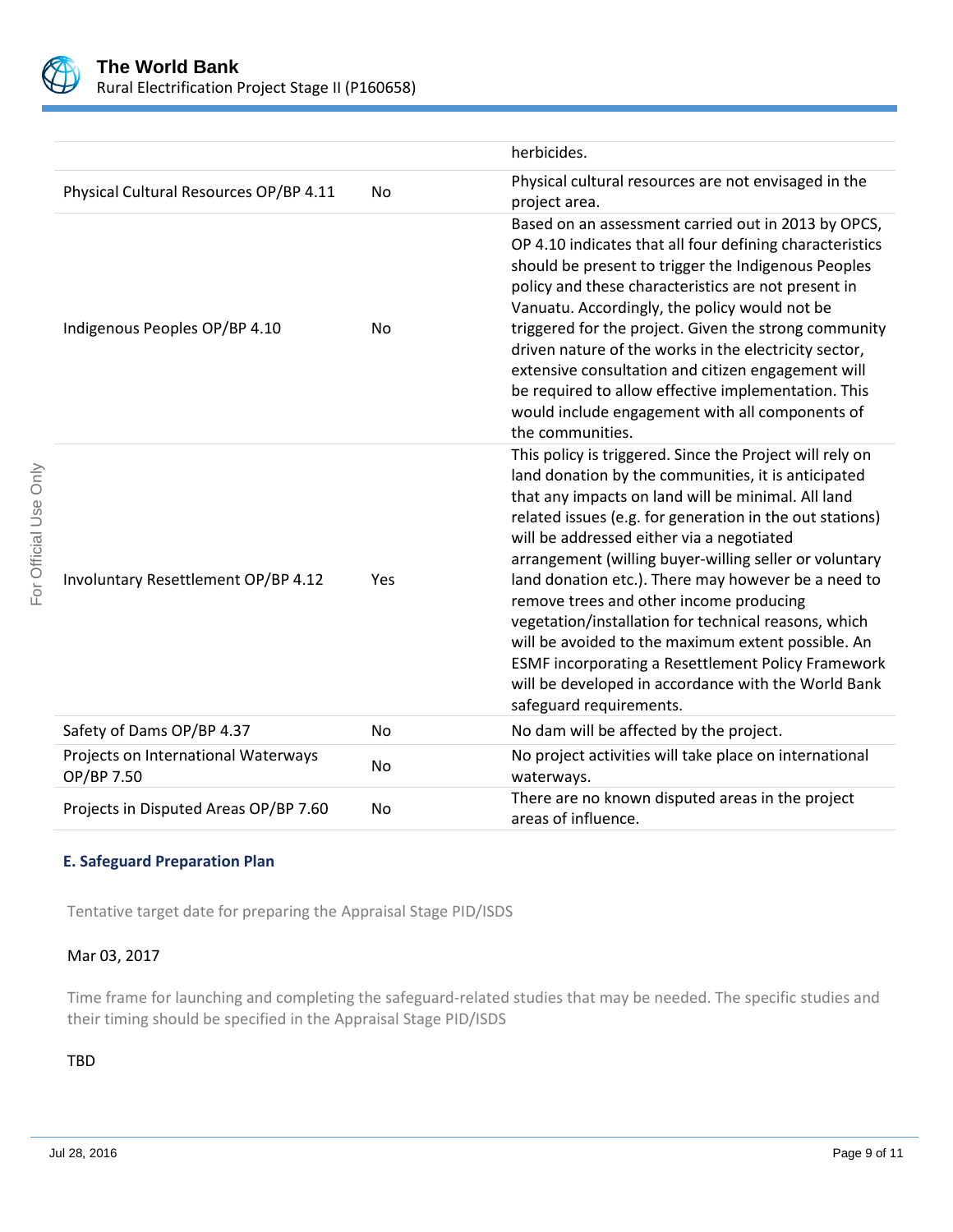| | | |
|---|---|---|
| | | herbicides. |
| Physical Cultural Resources OP/BP 4.11 | No | Physical cultural resources are not envisaged in the project area. |
| Indigenous Peoples OP/BP 4.10 | No | Based on an assessment carried out in 2013 by OPCS, OP 4.10 indicates that all four defining characteristics should be present to trigger the Indigenous Peoples policy and these characteristics are not present in Vanuatu. Accordingly, the policy would not be triggered for the project. Given the strong community driven nature of the works in the electricity sector, extensive consultation and citizen engagement will be required to allow effective implementation. This would include engagement with all components of the communities. |
| Involuntary Resettlement OP/BP 4.12 | Yes | This policy is triggered. Since the Project will rely on land donation by the communities, it is anticipated that any impacts on land will be minimal. All land related issues (e.g. for generation in the out stations) will be addressed either via a negotiated arrangement (willing buyer-willing seller or voluntary land donation etc.). There may however be a need to remove trees and other income producing vegetation/installation for technical reasons, which will be avoided to the maximum extent possible. An ESMF incorporating a Resettlement Policy Framework will be developed in accordance with the World Bank safeguard requirements. |
| Safety of Dams OP/BP 4.37 | No | No dam will be affected by the project. |
| Projects on International Waterways OP/BP 7.50 | No | No project activities will take place on international waterways. |
| Projects in Disputed Areas OP/BP 7.60 | No | There are no known disputed areas in the project areas of influence. |

### E. Safeguard Preparation Plan

Tentative target date for preparing the Appraisal Stage PID/ISDS

Mar 03, 2017

Time frame for launching and completing the safeguard-related studies that may be needed. The specific studies and their timing should be specified in the Appraisal Stage PID/ISDS

TBD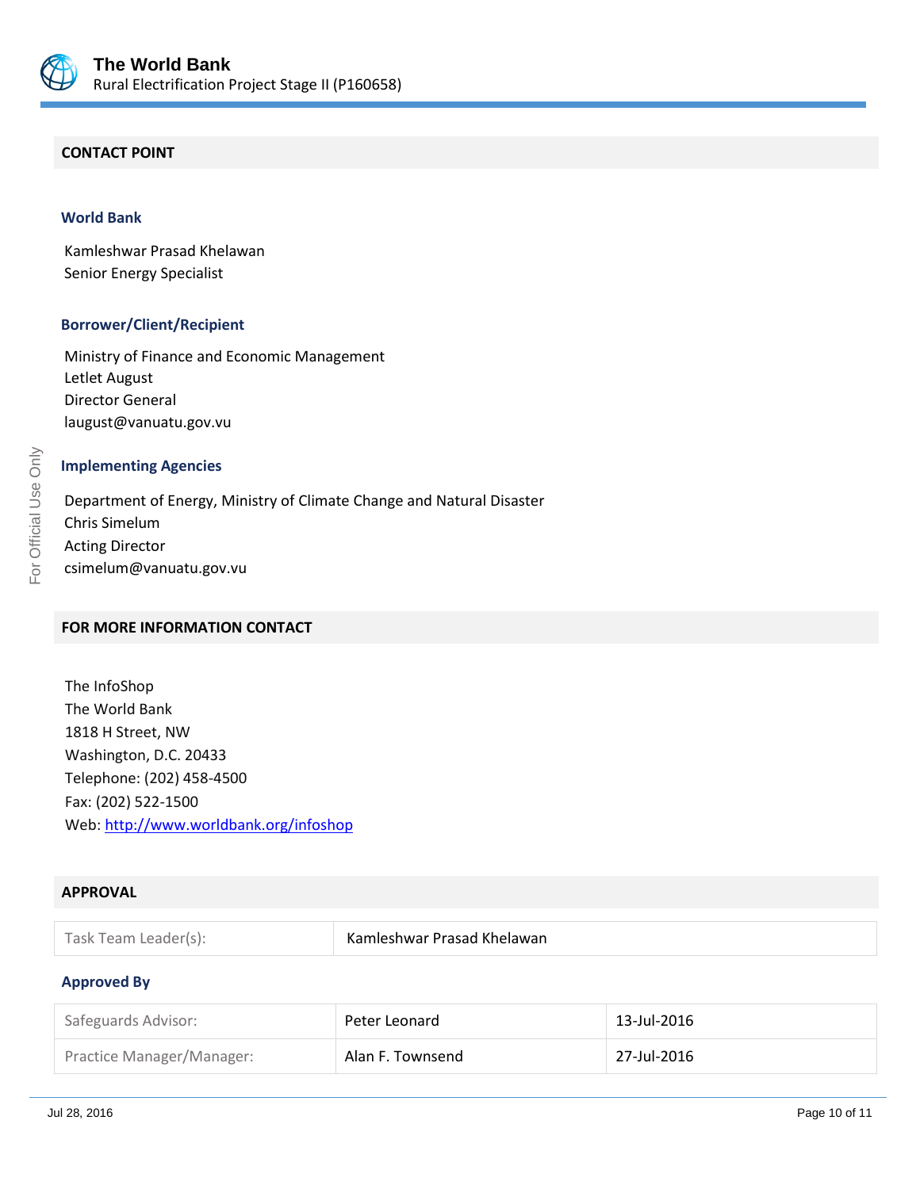## CONTACT POINT

### World Bank

Kamleshwar Prasad Khelawan
Senior Energy Specialist

### Borrower/Client/Recipient

Ministry of Finance and Economic Management
Letlet August
Director General
laugust@vanuatu.gov.vu

### Implementing Agencies

Department of Energy, Ministry of Climate Change and Natural Disaster
Chris Simelum
Acting Director
csimelum@vanuatu.gov.vu

## FOR MORE INFORMATION CONTACT

The InfoShop
The World Bank
1818 H Street, NW
Washington, D.C. 20433
Telephone: (202) 458-4500
Fax: (202) 522-1500
Web: http://www.worldbank.org/infoshop

## APPROVAL

| Task Team Leader(s): | Kamleshwar Prasad Khelawan |
|---|---|

### Approved By

| Safeguards Advisor: | Peter Leonard | 13-Jul-2016 |
|---|---|---|
| Practice Manager/Manager: | Alan F. Townsend | 27-Jul-2016 |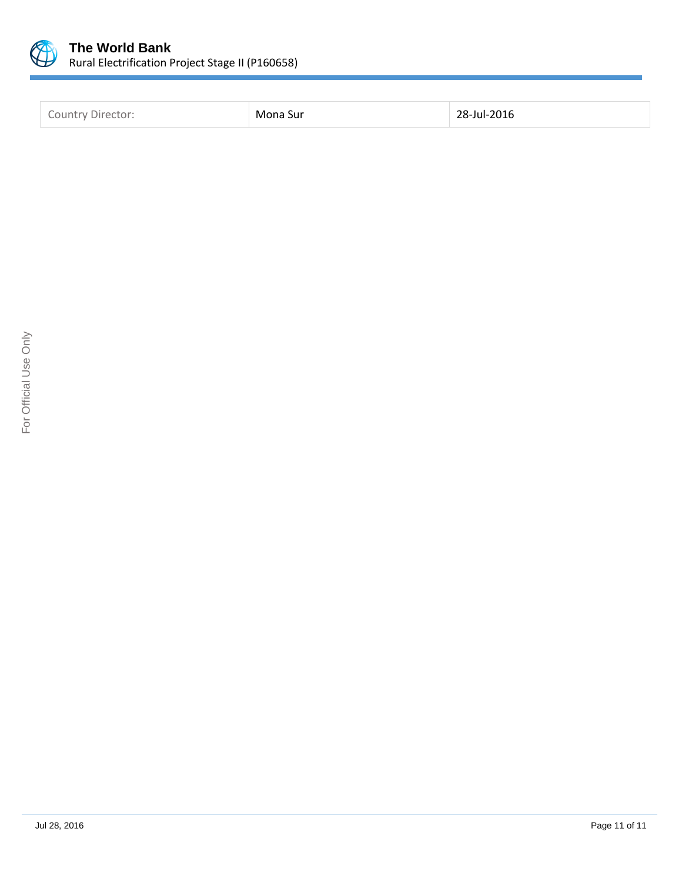| | | |
|---|---|---|
| Country Director: | Mona Sur | 28-Jul-2016 |